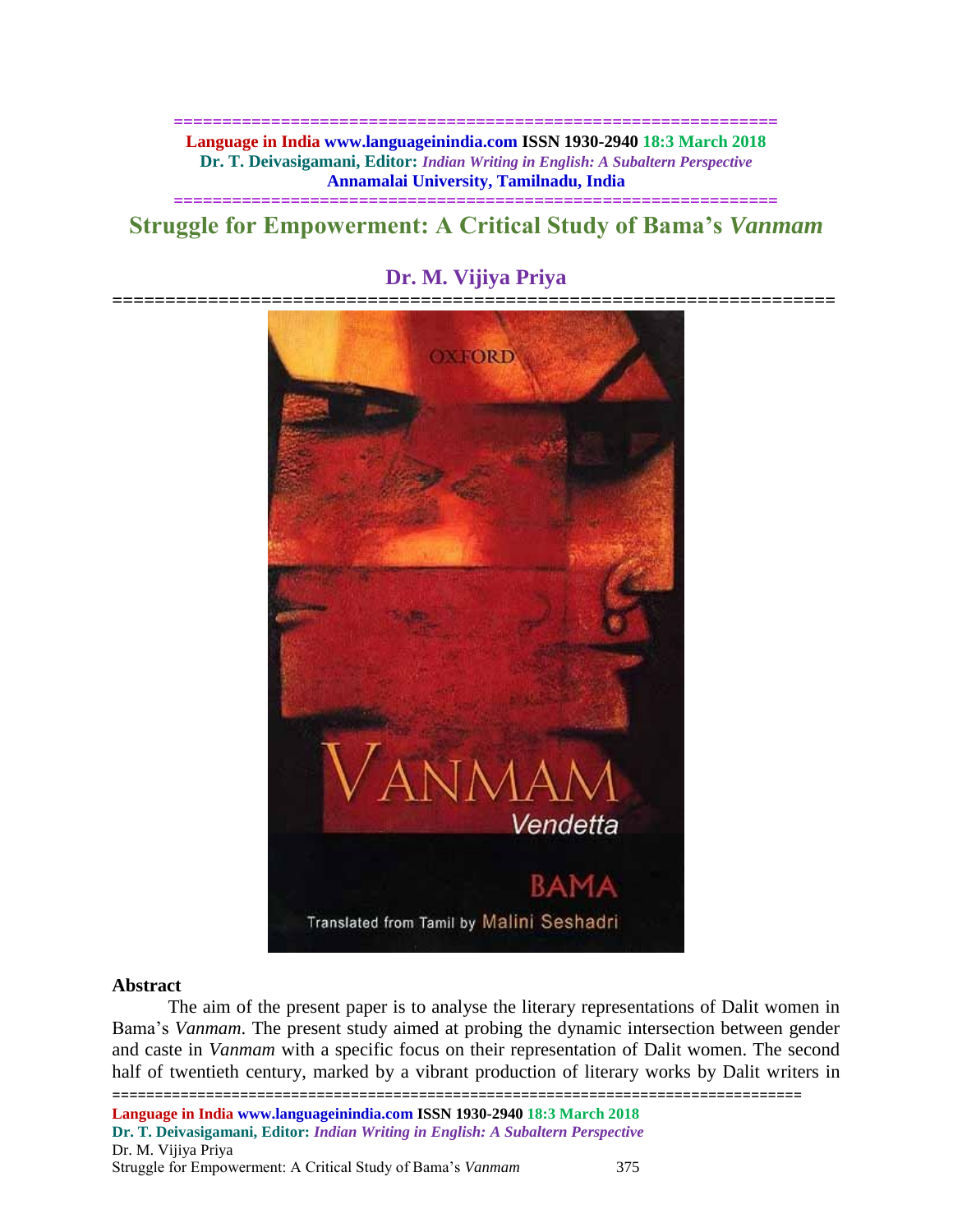# Struggle for Empowerment: A Critical Study of Bama's *Vanmam*

## Dr. M. Vijiya Priya

### Abstract

The aim of the present paper is to analyse the literary representations of Dalit women in Bama's *Vanmam*. The present study aimed at probing the dynamic intersection between gender and caste in *Vanmam* with a specific focus on their representation of Dalit women. The second half of twentieth century, marked by a vibrant production of literary works by Dalit writers in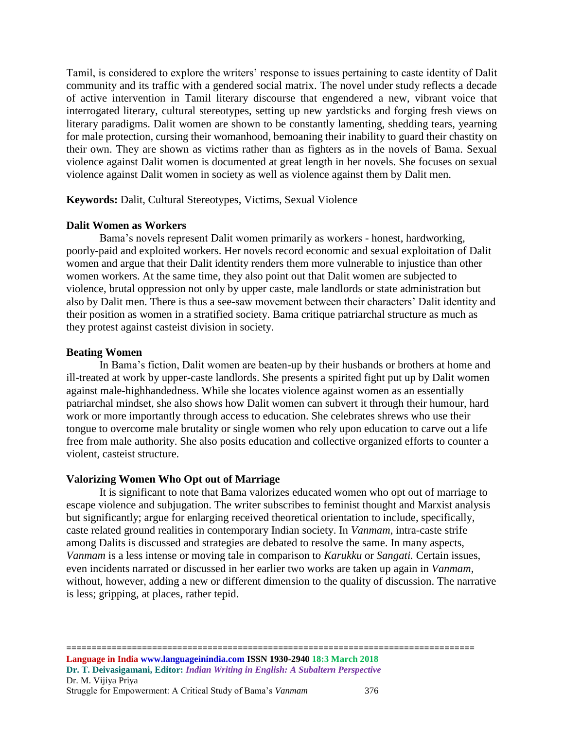Tamil, is considered to explore the writers' response to issues pertaining to caste identity of Dalit community and its traffic with a gendered social matrix. The novel under study reflects a decade of active intervention in Tamil literary discourse that engendered a new, vibrant voice that interrogated literary, cultural stereotypes, setting up new yardsticks and forging fresh views on literary paradigms. Dalit women are shown to be constantly lamenting, shedding tears, yearning for male protection, cursing their womanhood, bemoaning their inability to guard their chastity on their own. They are shown as victims rather than as fighters as in the novels of Bama. Sexual violence against Dalit women is documented at great length in her novels. She focuses on sexual violence against Dalit women in society as well as violence against them by Dalit men.

**Keywords:** Dalit, Cultural Stereotypes, Victims, Sexual Violence

### Dalit Women as Workers

Bama's novels represent Dalit women primarily as workers - honest, hardworking, poorly-paid and exploited workers. Her novels record economic and sexual exploitation of Dalit women and argue that their Dalit identity renders them more vulnerable to injustice than other women workers. At the same time, they also point out that Dalit women are subjected to violence, brutal oppression not only by upper caste, male landlords or state administration but also by Dalit men. There is thus a see-saw movement between their characters' Dalit identity and their position as women in a stratified society. Bama critique patriarchal structure as much as they protest against casteist division in society.

### Beating Women

In Bama's fiction, Dalit women are beaten-up by their husbands or brothers at home and ill-treated at work by upper-caste landlords. She presents a spirited fight put up by Dalit women against male-highhandedness. While she locates violence against women as an essentially patriarchal mindset, she also shows how Dalit women can subvert it through their humour, hard work or more importantly through access to education. She celebrates shrews who use their tongue to overcome male brutality or single women who rely upon education to carve out a life free from male authority. She also posits education and collective organized efforts to counter a violent, casteist structure.

### Valorizing Women Who Opt out of Marriage

It is significant to note that Bama valorizes educated women who opt out of marriage to escape violence and subjugation. The writer subscribes to feminist thought and Marxist analysis but significantly; argue for enlarging received theoretical orientation to include, specifically, caste related ground realities in contemporary Indian society. In *Vanmam*, intra-caste strife among Dalits is discussed and strategies are debated to resolve the same. In many aspects, *Vanmam* is a less intense or moving tale in comparison to *Karukku* or *Sangati.* Certain issues, even incidents narrated or discussed in her earlier two works are taken up again in *Vanmam*, without, however, adding a new or different dimension to the quality of discussion. The narrative is less; gripping, at places, rather tepid.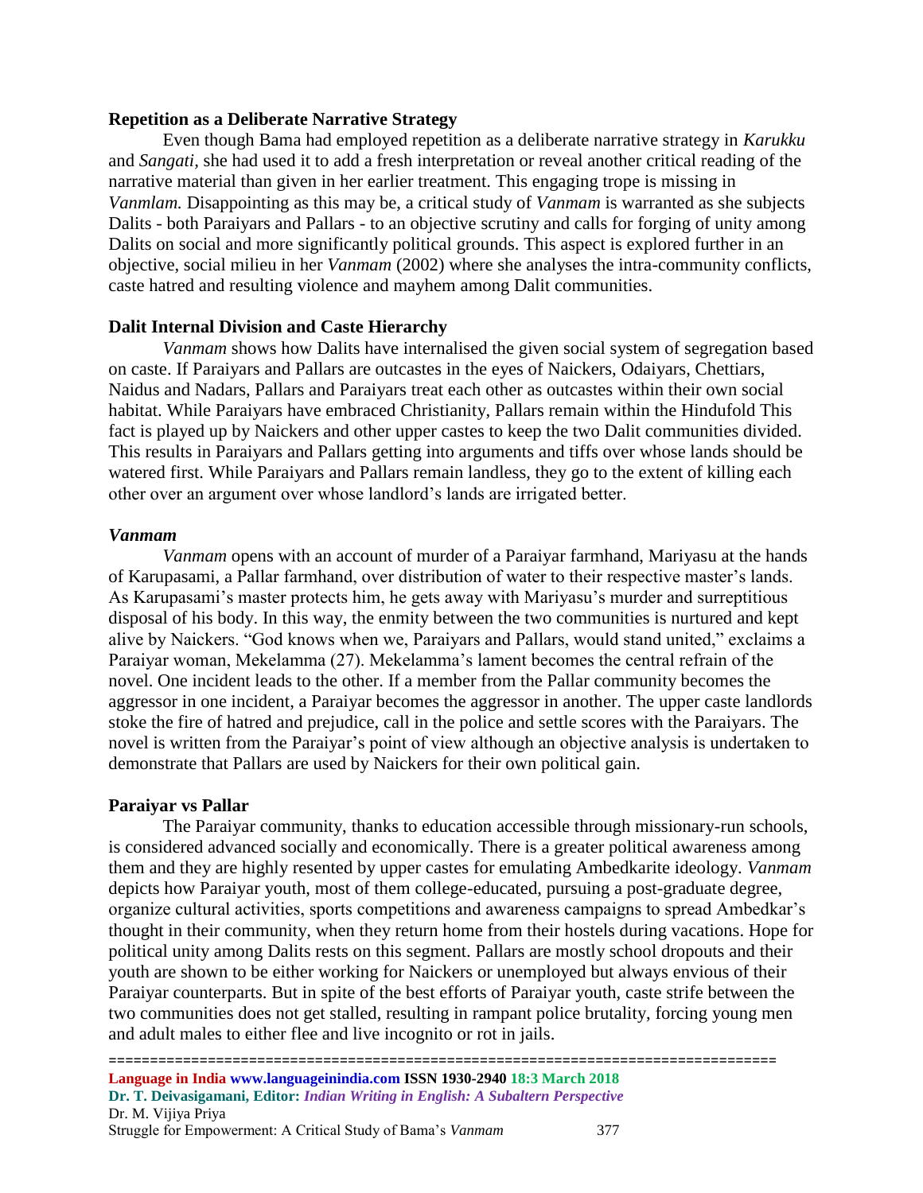### Repetition as a Deliberate Narrative Strategy

Even though Bama had employed repetition as a deliberate narrative strategy in *Karukku* and *Sangati,* she had used it to add a fresh interpretation or reveal another critical reading of the narrative material than given in her earlier treatment. This engaging trope is missing in *Vanmlam.* Disappointing as this may be, a critical study of *Vanmam* is warranted as she subjects Dalits - both Paraiyars and Pallars - to an objective scrutiny and calls for forging of unity among Dalits on social and more significantly political grounds. This aspect is explored further in an objective, social milieu in her *Vanmam* (2002) where she analyses the intra-community conflicts, caste hatred and resulting violence and mayhem among Dalit communities.

### Dalit Internal Division and Caste Hierarchy

*Vanmam* shows how Dalits have internalised the given social system of segregation based on caste. If Paraiyars and Pallars are outcastes in the eyes of Naickers, Odaiyars, Chettiars, Naidus and Nadars, Pallars and Paraiyars treat each other as outcastes within their own social habitat. While Paraiyars have embraced Christianity, Pallars remain within the Hindufold This fact is played up by Naickers and other upper castes to keep the two Dalit communities divided. This results in Paraiyars and Pallars getting into arguments and tiffs over whose lands should be watered first. While Paraiyars and Pallars remain landless, they go to the extent of killing each other over an argument over whose landlord's lands are irrigated better.

### *Vanmam*

*Vanmam* opens with an account of murder of a Paraiyar farmhand, Mariyasu at the hands of Karupasami, a Pallar farmhand, over distribution of water to their respective master's lands. As Karupasami's master protects him, he gets away with Mariyasu's murder and surreptitious disposal of his body. In this way, the enmity between the two communities is nurtured and kept alive by Naickers. "God knows when we, Paraiyars and Pallars, would stand united," exclaims a Paraiyar woman, Mekelamma (27). Mekelamma's lament becomes the central refrain of the novel. One incident leads to the other. If a member from the Pallar community becomes the aggressor in one incident, a Paraiyar becomes the aggressor in another. The upper caste landlords stoke the fire of hatred and prejudice, call in the police and settle scores with the Paraiyars. The novel is written from the Paraiyar's point of view although an objective analysis is undertaken to demonstrate that Pallars are used by Naickers for their own political gain.

### Paraiyar vs Pallar

The Paraiyar community, thanks to education accessible through missionary-run schools, is considered advanced socially and economically. There is a greater political awareness among them and they are highly resented by upper castes for emulating Ambedkarite ideology. *Vanmam* depicts how Paraiyar youth, most of them college-educated, pursuing a post-graduate degree, organize cultural activities, sports competitions and awareness campaigns to spread Ambedkar's thought in their community, when they return home from their hostels during vacations. Hope for political unity among Dalits rests on this segment. Pallars are mostly school dropouts and their youth are shown to be either working for Naickers or unemployed but always envious of their Paraiyar counterparts. But in spite of the best efforts of Paraiyar youth, caste strife between the two communities does not get stalled, resulting in rampant police brutality, forcing young men and adult males to either flee and live incognito or rot in jails.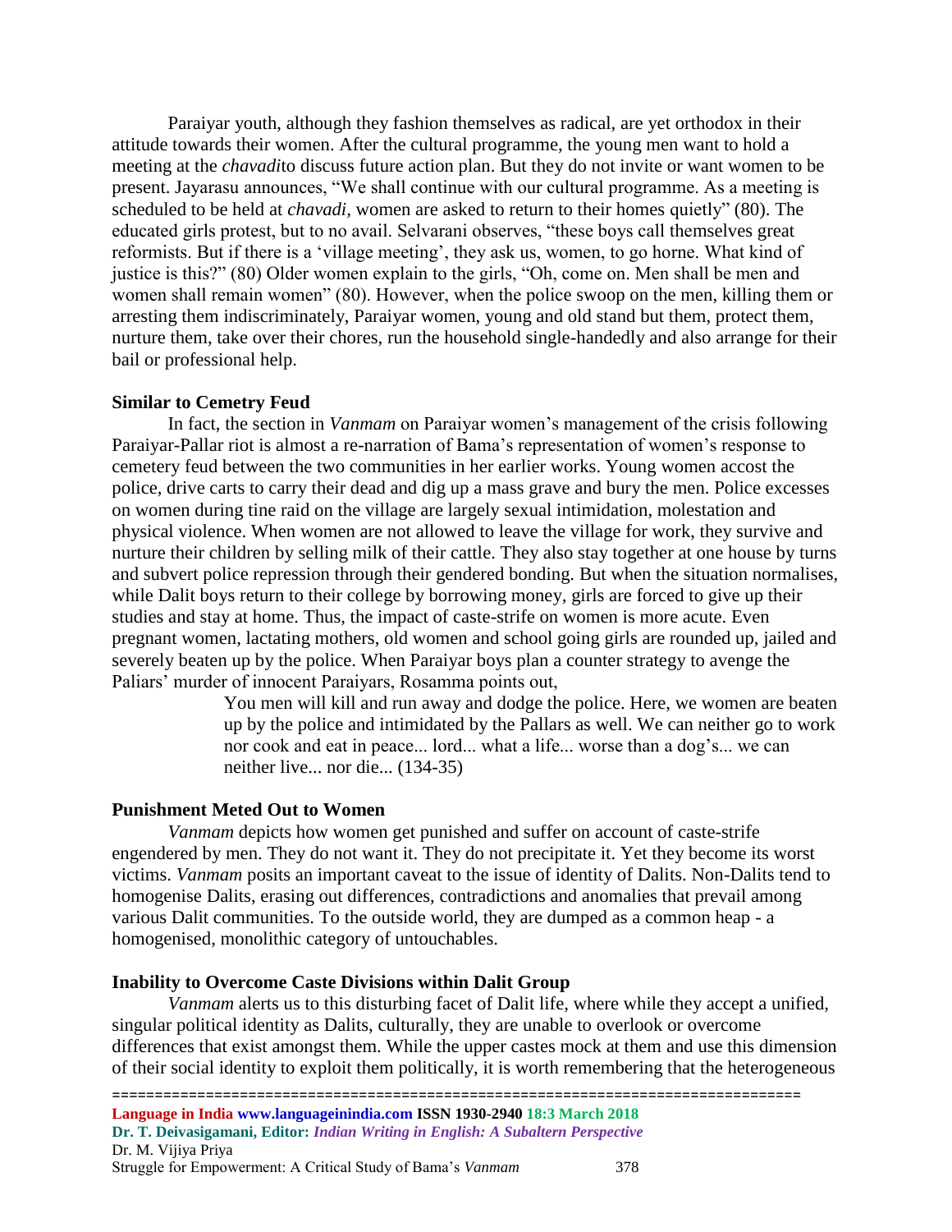Paraiyar youth, although they fashion themselves as radical, are yet orthodox in their attitude towards their women. After the cultural programme, the young men want to hold a meeting at the *chavadi*to discuss future action plan. But they do not invite or want women to be present. Jayarasu announces, "We shall continue with our cultural programme. As a meeting is scheduled to be held at *chavadi*, women are asked to return to their homes quietly" (80). The educated girls protest, but to no avail. Selvarani observes, "these boys call themselves great reformists. But if there is a 'village meeting', they ask us, women, to go horne. What kind of justice is this?" (80) Older women explain to the girls, "Oh, come on. Men shall be men and women shall remain women" (80). However, when the police swoop on the men, killing them or arresting them indiscriminately, Paraiyar women, young and old stand but them, protect them, nurture them, take over their chores, run the household single-handedly and also arrange for their bail or professional help.

### Similar to Cemetry Feud

In fact, the section in *Vanmam* on Paraiyar women's management of the crisis following Paraiyar-Pallar riot is almost a re-narration of Bama's representation of women's response to cemetery feud between the two communities in her earlier works. Young women accost the police, drive carts to carry their dead and dig up a mass grave and bury the men. Police excesses on women during tine raid on the village are largely sexual intimidation, molestation and physical violence. When women are not allowed to leave the village for work, they survive and nurture their children by selling milk of their cattle. They also stay together at one house by turns and subvert police repression through their gendered bonding. But when the situation normalises, while Dalit boys return to their college by borrowing money, girls are forced to give up their studies and stay at home. Thus, the impact of caste-strife on women is more acute. Even pregnant women, lactating mothers, old women and school going girls are rounded up, jailed and severely beaten up by the police. When Paraiyar boys plan a counter strategy to avenge the Paliars' murder of innocent Paraiyars, Rosamma points out,

> You men will kill and run away and dodge the police. Here, we women are beaten up by the police and intimidated by the Pallars as well. We can neither go to work nor cook and eat in peace... lord... what a life... worse than a dog's... we can neither live... nor die... (134-35)

### Punishment Meted Out to Women

*Vanmam* depicts how women get punished and suffer on account of caste-strife engendered by men. They do not want it. They do not precipitate it. Yet they become its worst victims. *Vanmam* posits an important caveat to the issue of identity of Dalits. Non-Dalits tend to homogenise Dalits, erasing out differences, contradictions and anomalies that prevail among various Dalit communities. To the outside world, they are dumped as a common heap - a homogenised, monolithic category of untouchables.

### Inability to Overcome Caste Divisions within Dalit Group

*Vanmam* alerts us to this disturbing facet of Dalit life, where while they accept a unified, singular political identity as Dalits, culturally, they are unable to overlook or overcome differences that exist amongst them. While the upper castes mock at them and use this dimension of their social identity to exploit them politically, it is worth remembering that the heterogeneous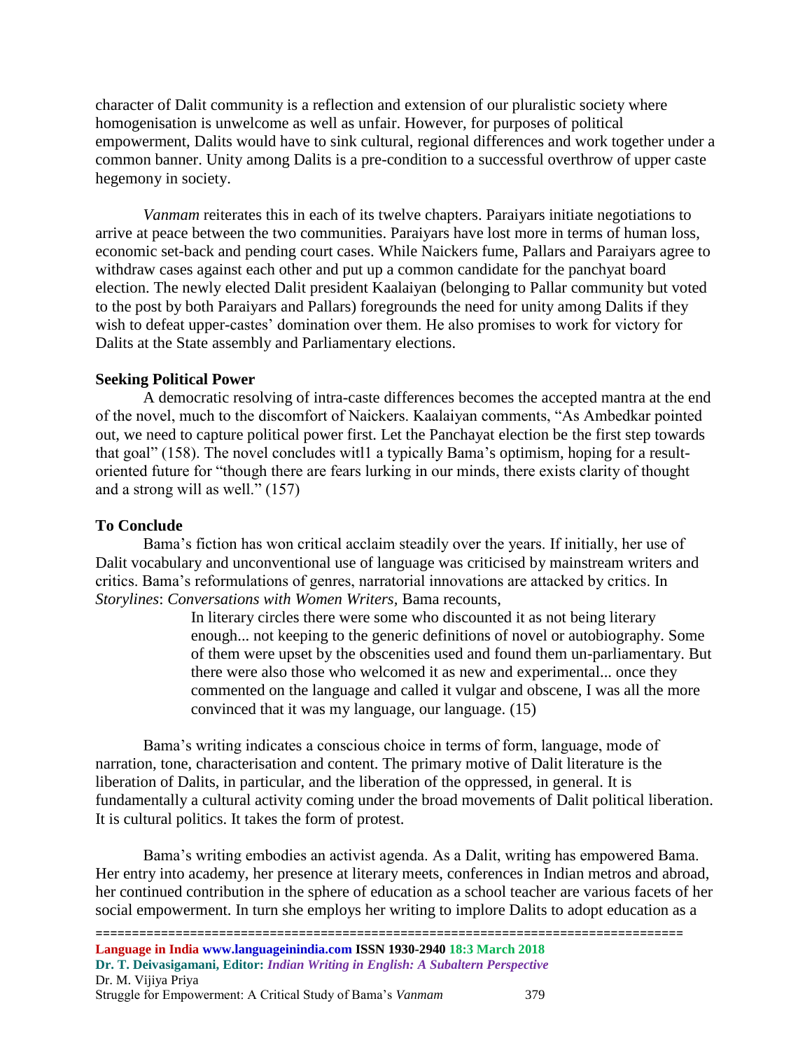character of Dalit community is a reflection and extension of our pluralistic society where homogenisation is unwelcome as well as unfair. However, for purposes of political empowerment, Dalits would have to sink cultural, regional differences and work together under a common banner. Unity among Dalits is a pre-condition to a successful overthrow of upper caste hegemony in society.

*Vanmam* reiterates this in each of its twelve chapters. Paraiyars initiate negotiations to arrive at peace between the two communities. Paraiyars have lost more in terms of human loss, economic set-back and pending court cases. While Naickers fume, Pallars and Paraiyars agree to withdraw cases against each other and put up a common candidate for the panchyat board election. The newly elected Dalit president Kaalaiyan (belonging to Pallar community but voted to the post by both Paraiyars and Pallars) foregrounds the need for unity among Dalits if they wish to defeat upper-castes' domination over them. He also promises to work for victory for Dalits at the State assembly and Parliamentary elections.

**Seeking Political Power**

A democratic resolving of intra-caste differences becomes the accepted mantra at the end of the novel, much to the discomfort of Naickers. Kaalaiyan comments, "As Ambedkar pointed out, we need to capture political power first. Let the Panchayat election be the first step towards that goal" (158). The novel concludes witl1 a typically Bama's optimism, hoping for a result-oriented future for "though there are fears lurking in our minds, there exists clarity of thought and a strong will as well." (157)

**To Conclude**

Bama's fiction has won critical acclaim steadily over the years. If initially, her use of Dalit vocabulary and unconventional use of language was criticised by mainstream writers and critics. Bama's reformulations of genres, narratorial innovations are attacked by critics. In *Storylines*: *Conversations with Women Writers*, Bama recounts,

> In literary circles there were some who discounted it as not being literary enough... not keeping to the generic definitions of novel or autobiography. Some of them were upset by the obscenities used and found them un-parliamentary. But there were also those who welcomed it as new and experimental... once they commented on the language and called it vulgar and obscene, I was all the more convinced that it was my language, our language. (15)

Bama's writing indicates a conscious choice in terms of form, language, mode of narration, tone, characterisation and content. The primary motive of Dalit literature is the liberation of Dalits, in particular, and the liberation of the oppressed, in general. It is fundamentally a cultural activity coming under the broad movements of Dalit political liberation. It is cultural politics. It takes the form of protest.

Bama's writing embodies an activist agenda. As a Dalit, writing has empowered Bama. Her entry into academy, her presence at literary meets, conferences in Indian metros and abroad, her continued contribution in the sphere of education as a school teacher are various facets of her social empowerment. In turn she employs her writing to implore Dalits to adopt education as a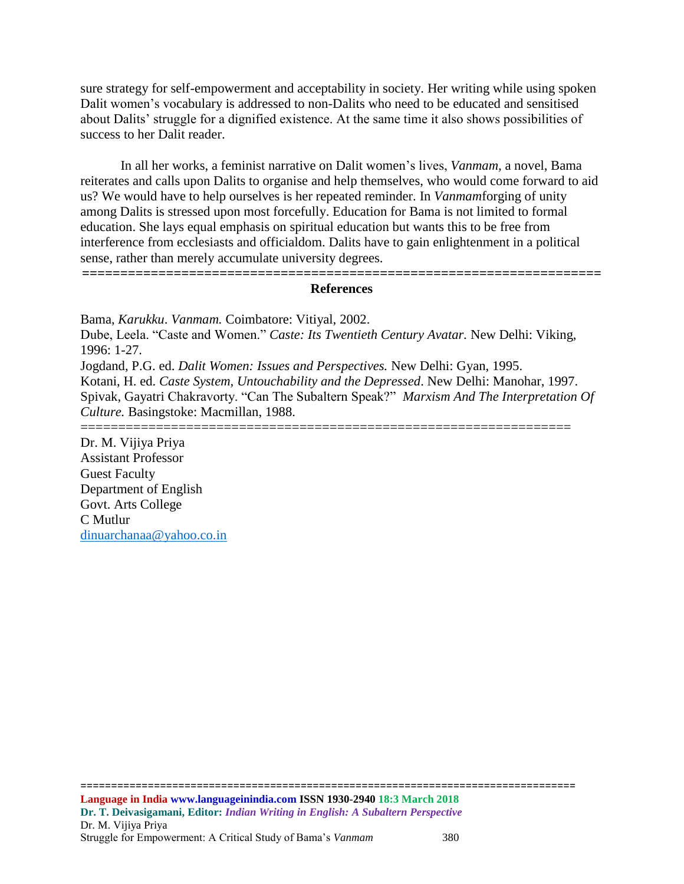sure strategy for self-empowerment and acceptability in society. Her writing while using spoken Dalit women's vocabulary is addressed to non-Dalits who need to be educated and sensitised about Dalits' struggle for a dignified existence. At the same time it also shows possibilities of success to her Dalit reader.

In all her works, a feminist narrative on Dalit women's lives, *Vanmam,* a novel, Bama reiterates and calls upon Dalits to organise and help themselves, who would come forward to aid us? We would have to help ourselves is her repeated reminder. In *Vanmam*forging of unity among Dalits is stressed upon most forcefully. Education for Bama is not limited to formal education. She lays equal emphasis on spiritual education but wants this to be free from interference from ecclesiasts and officialdom. Dalits have to gain enlightenment in a political sense, rather than merely accumulate university degrees.

=====================================================================

## References

Bama, *Karukku*. *Vanmam.* Coimbatore: Vitiyal, 2002.
Dube, Leela. "Caste and Women." *Caste: Its Twentieth Century Avatar.* New Delhi: Viking, 1996: 1-27.
Jogdand, P.G. ed. *Dalit Women: Issues and Perspectives.* New Delhi: Gyan, 1995.
Kotani, H. ed. *Caste System, Untouchability and the Depressed*. New Delhi: Manohar, 1997.
Spivak, Gayatri Chakravorty. "Can The Subaltern Speak?" *Marxism And The Interpretation Of Culture.* Basingstoke: Macmillan, 1988.

=================================================================

Dr. M. Vijiya Priya
Assistant Professor
Guest Faculty
Department of English
Govt. Arts College
C Mutlur
dinuarchanaa@yahoo.co.in